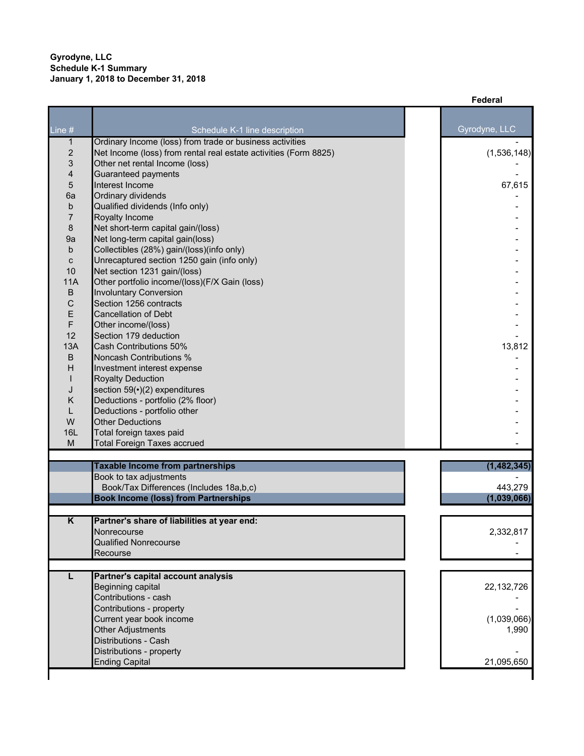**Gyrodyne, LLC**
**Schedule K-1 Summary**
**January 1, 2018 to December 31, 2018**

| Line # | Schedule K-1 line description | Federal<br>Gyrodyne, LLC |
|---|---|---|
| 1 | Ordinary Income (loss) from trade or business activities | - |
| 2 | Net Income (loss) from rental real estate activities (Form 8825) | (1,536,148) |
| 3 | Other net rental Income (loss) | - |
| 4 | Guaranteed payments | - |
| 5 | Interest Income | 67,615 |
| 6a | Ordinary dividends | - |
| b | Qualified dividends (Info only) | - |
| 7 | Royalty Income | - |
| 8 | Net short-term capital gain/(loss) | - |
| 9a | Net long-term capital gain(loss) | - |
| b | Collectibles (28%) gain/(loss)(info only) | - |
| c | Unrecaptured section 1250 gain (info only) | - |
| 10 | Net section 1231 gain/(loss) | - |
| 11A | Other portfolio income/(loss)(F/X Gain (loss) | - |
| B | Involuntary Conversion | - |
| C | Section 1256 contracts | - |
| E | Cancellation of Debt | - |
| F | Other income/(loss) | - |
| 12 | Section 179 deduction | - |
| 13A | Cash Contributions 50% | 13,812 |
| B | Noncash Contributions % | - |
| H | Investment interest expense | - |
| I | Royalty Deduction | - |
| J | section 59(•)(2) expenditures | - |
| K | Deductions - portfolio (2% floor) | - |
| L | Deductions - portfolio other | - |
| W | Other Deductions | - |
| 16L | Total foreign taxes paid | - |
| M | Total Foreign Taxes accrued | - |
| | **Taxable Income from partnerships** | **(1,482,345)** |
| | Book to tax adjustments | - |
| | Book/Tax Differences (Includes 18a,b,c) | 443,279 |
| | **Book Income (loss) from Partnerships** | **(1,039,066)** |
| **K** | **Partner's share of liabilities at year end:** | |
| | Nonrecourse | 2,332,817 |
| | Qualified Nonrecourse | - |
| | Recourse | - |
| **L** | **Partner's capital account analysis** | |
| | Beginning capital | 22,132,726 |
| | Contributions - cash | - |
| | Contributions - property | - |
| | Current year book income | (1,039,066) |
| | Other Adjustments | 1,990 |
| | Distributions - Cash | |
| | Distributions - property | - |
| | Ending Capital | 21,095,650 |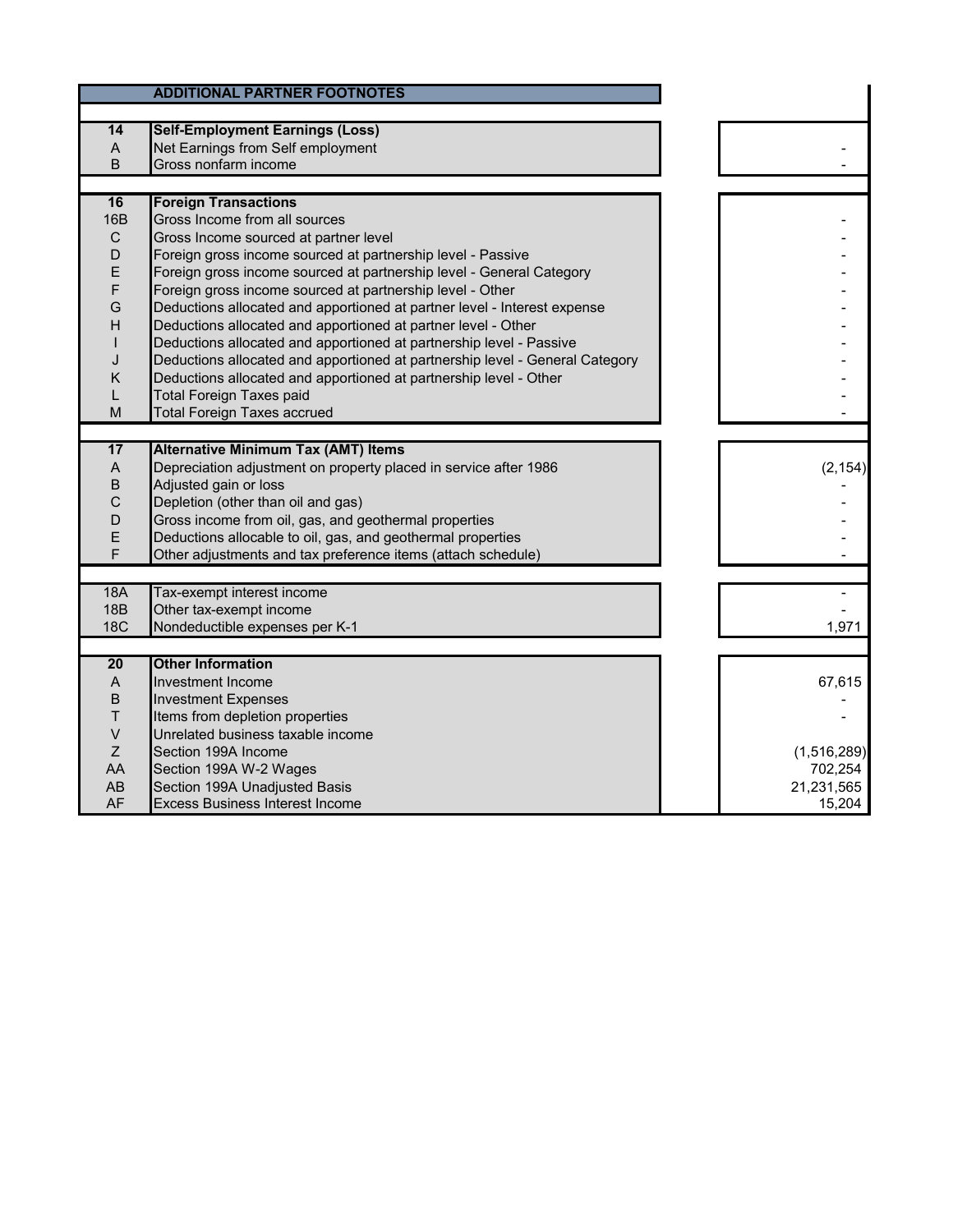## ADDITIONAL PARTNER FOOTNOTES

| | | |
|---|---|---|
| **14** | **Self-Employment Earnings (Loss)** | |
| A | Net Earnings from Self employment | - |
| B | Gross nonfarm income | - |
| | | |
| **16** | **Foreign Transactions** | |
| 16B | Gross Income from all sources | - |
| C | Gross Income sourced at partner level | - |
| D | Foreign gross income sourced at partnership level - Passive | - |
| E | Foreign gross income sourced at partnership level - General Category | - |
| F | Foreign gross income sourced at partnership level - Other | - |
| G | Deductions allocated and apportioned at partner level - Interest expense | - |
| H | Deductions allocated and apportioned at partner level - Other | - |
| I | Deductions allocated and apportioned at partnership level - Passive | - |
| J | Deductions allocated and apportioned at partnership level - General Category | - |
| K | Deductions allocated and apportioned at partnership level - Other | - |
| L | Total Foreign Taxes paid | - |
| M | Total Foreign Taxes accrued | - |
| | | |
| **17** | **Alternative Minimum Tax (AMT) Items** | |
| A | Depreciation adjustment on property placed in service after 1986 | (2,154) |
| B | Adjusted gain or loss | - |
| C | Depletion (other than oil and gas) | - |
| D | Gross income from oil, gas, and geothermal properties | - |
| E | Deductions allocable to oil, gas, and geothermal properties | - |
| F | Other adjustments and tax preference items (attach schedule) | - |
| | | |
| 18A | Tax-exempt interest income | - |
| 18B | Other tax-exempt income | - |
| 18C | Nondeductible expenses per K-1 | 1,971 |
| | | |
| **20** | **Other Information** | |
| A | Investment Income | 67,615 |
| B | Investment Expenses | - |
| T | Items from depletion properties | - |
| V | Unrelated business taxable income | |
| Z | Section 199A Income | (1,516,289) |
| AA | Section 199A W-2 Wages | 702,254 |
| AB | Section 199A Unadjusted Basis | 21,231,565 |
| AF | Excess Business Interest Income | 15,204 |